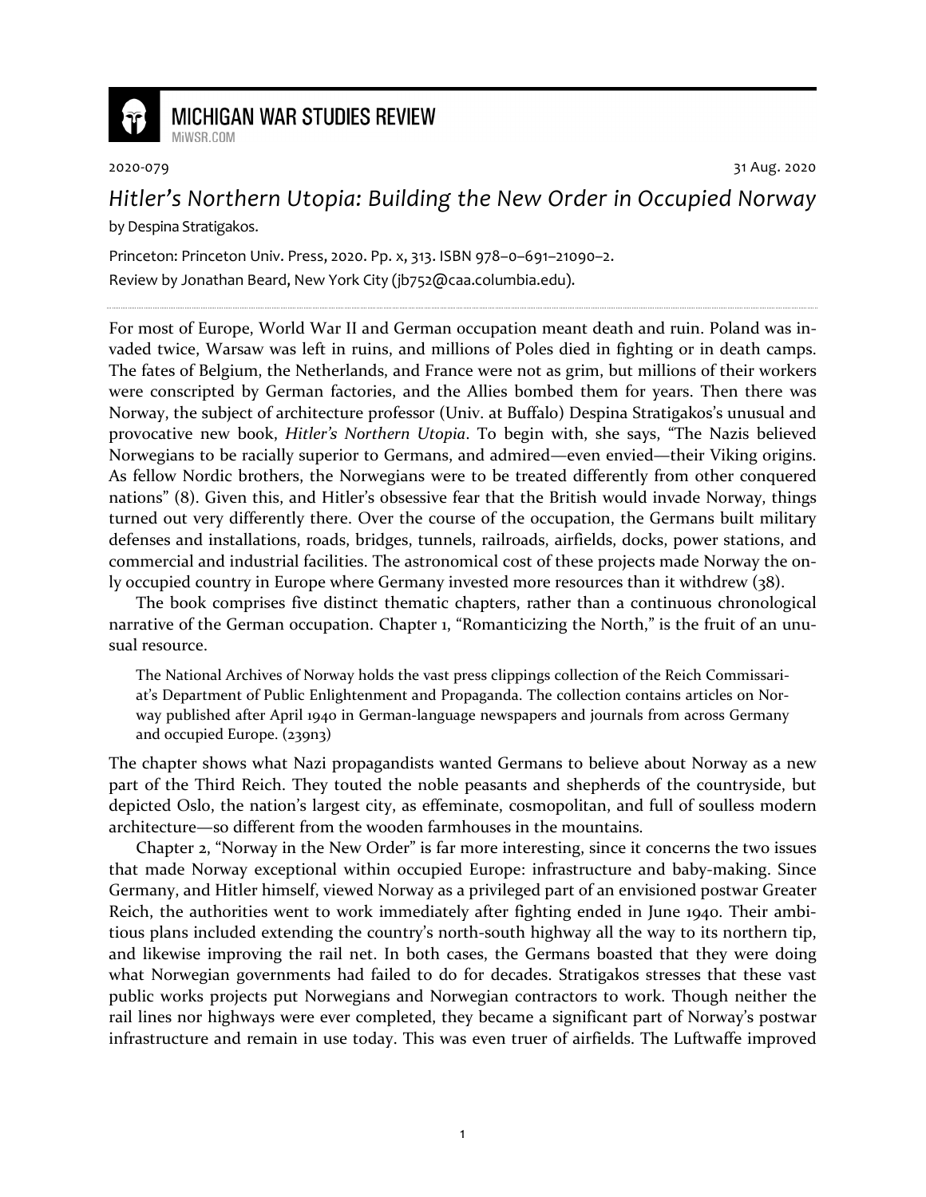MICHIGAN WAR STUDIES REVIEW
MiWSR.COM

2020-079 31 Aug. 2020

# *Hitler's Northern Utopia: Building the New Order in Occupied Norway*

by Despina Stratigakos.

Princeton: Princeton Univ. Press, 2020. Pp. x, 313. ISBN 978–0–691–21090–2.
Review by Jonathan Beard, New York City (jb752@caa.columbia.edu).

For most of Europe, World War II and German occupation meant death and ruin. Poland was invaded twice, Warsaw was left in ruins, and millions of Poles died in fighting or in death camps. The fates of Belgium, the Netherlands, and France were not as grim, but millions of their workers were conscripted by German factories, and the Allies bombed them for years. Then there was Norway, the subject of architecture professor (Univ. at Buffalo) Despina Stratigakos's unusual and provocative new book, *Hitler's Northern Utopia*. To begin with, she says, "The Nazis believed Norwegians to be racially superior to Germans, and admired—even envied—their Viking origins. As fellow Nordic brothers, the Norwegians were to be treated differently from other conquered nations" (8). Given this, and Hitler's obsessive fear that the British would invade Norway, things turned out very differently there. Over the course of the occupation, the Germans built military defenses and installations, roads, bridges, tunnels, railroads, airfields, docks, power stations, and commercial and industrial facilities. The astronomical cost of these projects made Norway the only occupied country in Europe where Germany invested more resources than it withdrew (38).

The book comprises five distinct thematic chapters, rather than a continuous chronological narrative of the German occupation. Chapter 1, "Romanticizing the North," is the fruit of an unusual resource.

> The National Archives of Norway holds the vast press clippings collection of the Reich Commissariat's Department of Public Enlightenment and Propaganda. The collection contains articles on Norway published after April 1940 in German-language newspapers and journals from across Germany and occupied Europe. (239n3)

The chapter shows what Nazi propagandists wanted Germans to believe about Norway as a new part of the Third Reich. They touted the noble peasants and shepherds of the countryside, but depicted Oslo, the nation's largest city, as effeminate, cosmopolitan, and full of soulless modern architecture—so different from the wooden farmhouses in the mountains.

Chapter 2, "Norway in the New Order" is far more interesting, since it concerns the two issues that made Norway exceptional within occupied Europe: infrastructure and baby-making. Since Germany, and Hitler himself, viewed Norway as a privileged part of an envisioned postwar Greater Reich, the authorities went to work immediately after fighting ended in June 1940. Their ambitious plans included extending the country's north-south highway all the way to its northern tip, and likewise improving the rail net. In both cases, the Germans boasted that they were doing what Norwegian governments had failed to do for decades. Stratigakos stresses that these vast public works projects put Norwegians and Norwegian contractors to work. Though neither the rail lines nor highways were ever completed, they became a significant part of Norway's postwar infrastructure and remain in use today. This was even truer of airfields. The Luftwaffe improved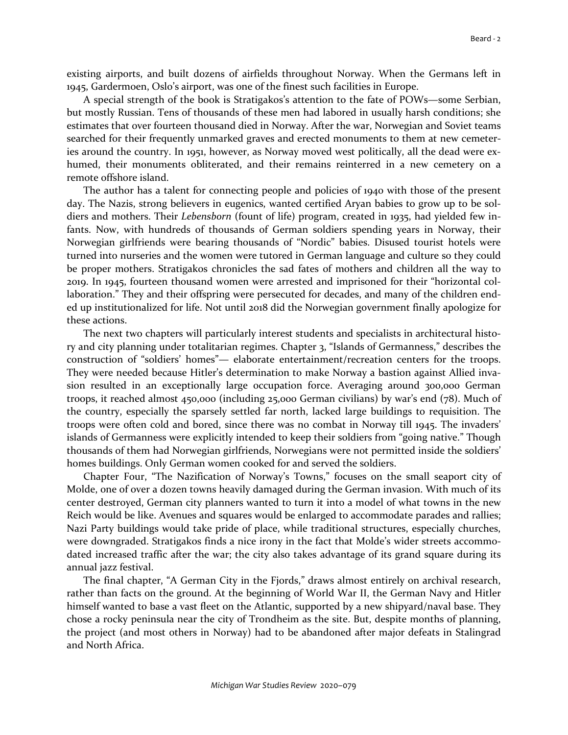existing airports, and built dozens of airfields throughout Norway. When the Germans left in 1945, Gardermoen, Oslo's airport, was one of the finest such facilities in Europe.

A special strength of the book is Stratigakos's attention to the fate of POWs—some Serbian, but mostly Russian. Tens of thousands of these men had labored in usually harsh conditions; she estimates that over fourteen thousand died in Norway. After the war, Norwegian and Soviet teams searched for their frequently unmarked graves and erected monuments to them at new cemeteries around the country. In 1951, however, as Norway moved west politically, all the dead were exhumed, their monuments obliterated, and their remains reinterred in a new cemetery on a remote offshore island.

The author has a talent for connecting people and policies of 1940 with those of the present day. The Nazis, strong believers in eugenics, wanted certified Aryan babies to grow up to be soldiers and mothers. Their *Lebensborn* (fount of life) program, created in 1935, had yielded few infants. Now, with hundreds of thousands of German soldiers spending years in Norway, their Norwegian girlfriends were bearing thousands of "Nordic" babies. Disused tourist hotels were turned into nurseries and the women were tutored in German language and culture so they could be proper mothers. Stratigakos chronicles the sad fates of mothers and children all the way to 2019. In 1945, fourteen thousand women were arrested and imprisoned for their "horizontal collaboration." They and their offspring were persecuted for decades, and many of the children ended up institutionalized for life. Not until 2018 did the Norwegian government finally apologize for these actions.

The next two chapters will particularly interest students and specialists in architectural history and city planning under totalitarian regimes. Chapter 3, "Islands of Germanness," describes the construction of "soldiers' homes"— elaborate entertainment/recreation centers for the troops. They were needed because Hitler's determination to make Norway a bastion against Allied invasion resulted in an exceptionally large occupation force. Averaging around 300,000 German troops, it reached almost 450,000 (including 25,000 German civilians) by war's end (78). Much of the country, especially the sparsely settled far north, lacked large buildings to requisition. The troops were often cold and bored, since there was no combat in Norway till 1945. The invaders' islands of Germanness were explicitly intended to keep their soldiers from "going native." Though thousands of them had Norwegian girlfriends, Norwegians were not permitted inside the soldiers' homes buildings. Only German women cooked for and served the soldiers.

Chapter Four, "The Nazification of Norway's Towns," focuses on the small seaport city of Molde, one of over a dozen towns heavily damaged during the German invasion. With much of its center destroyed, German city planners wanted to turn it into a model of what towns in the new Reich would be like. Avenues and squares would be enlarged to accommodate parades and rallies; Nazi Party buildings would take pride of place, while traditional structures, especially churches, were downgraded. Stratigakos finds a nice irony in the fact that Molde's wider streets accommodated increased traffic after the war; the city also takes advantage of its grand square during its annual jazz festival.

The final chapter, "A German City in the Fjords," draws almost entirely on archival research, rather than facts on the ground. At the beginning of World War II, the German Navy and Hitler himself wanted to base a vast fleet on the Atlantic, supported by a new shipyard/naval base. They chose a rocky peninsula near the city of Trondheim as the site. But, despite months of planning, the project (and most others in Norway) had to be abandoned after major defeats in Stalingrad and North Africa.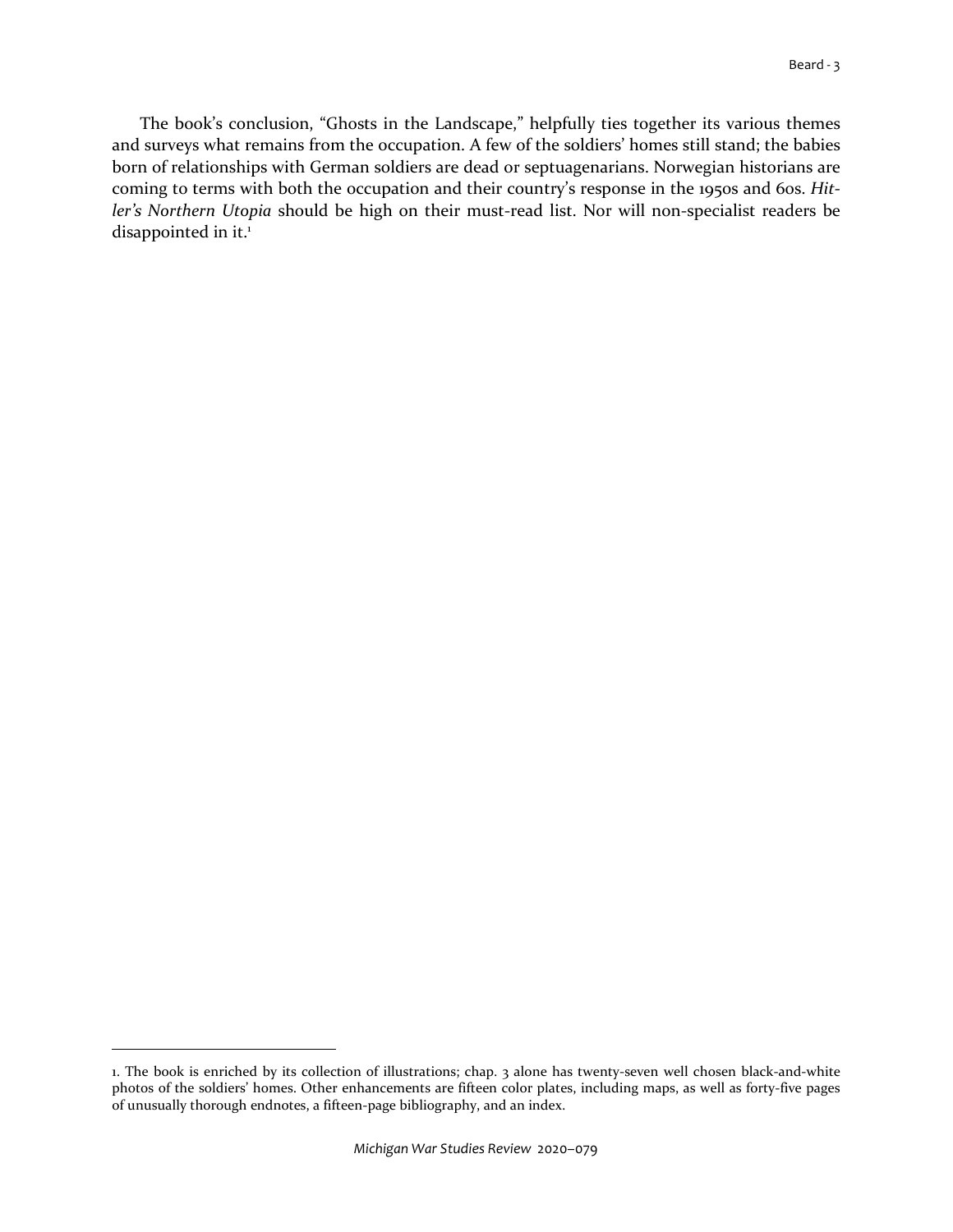The book's conclusion, "Ghosts in the Landscape," helpfully ties together its various themes and surveys what remains from the occupation. A few of the soldiers' homes still stand; the babies born of relationships with German soldiers are dead or septuagenarians. Norwegian historians are coming to terms with both the occupation and their country's response in the 1950s and 60s. *Hitler's Northern Utopia* should be high on their must-read list. Nor will non-specialist readers be disappointed in it.[1]

---

1. The book is enriched by its collection of illustrations; chap. 3 alone has twenty-seven well chosen black-and-white photos of the soldiers' homes. Other enhancements are fifteen color plates, including maps, as well as forty-five pages of unusually thorough endnotes, a fifteen-page bibliography, and an index.